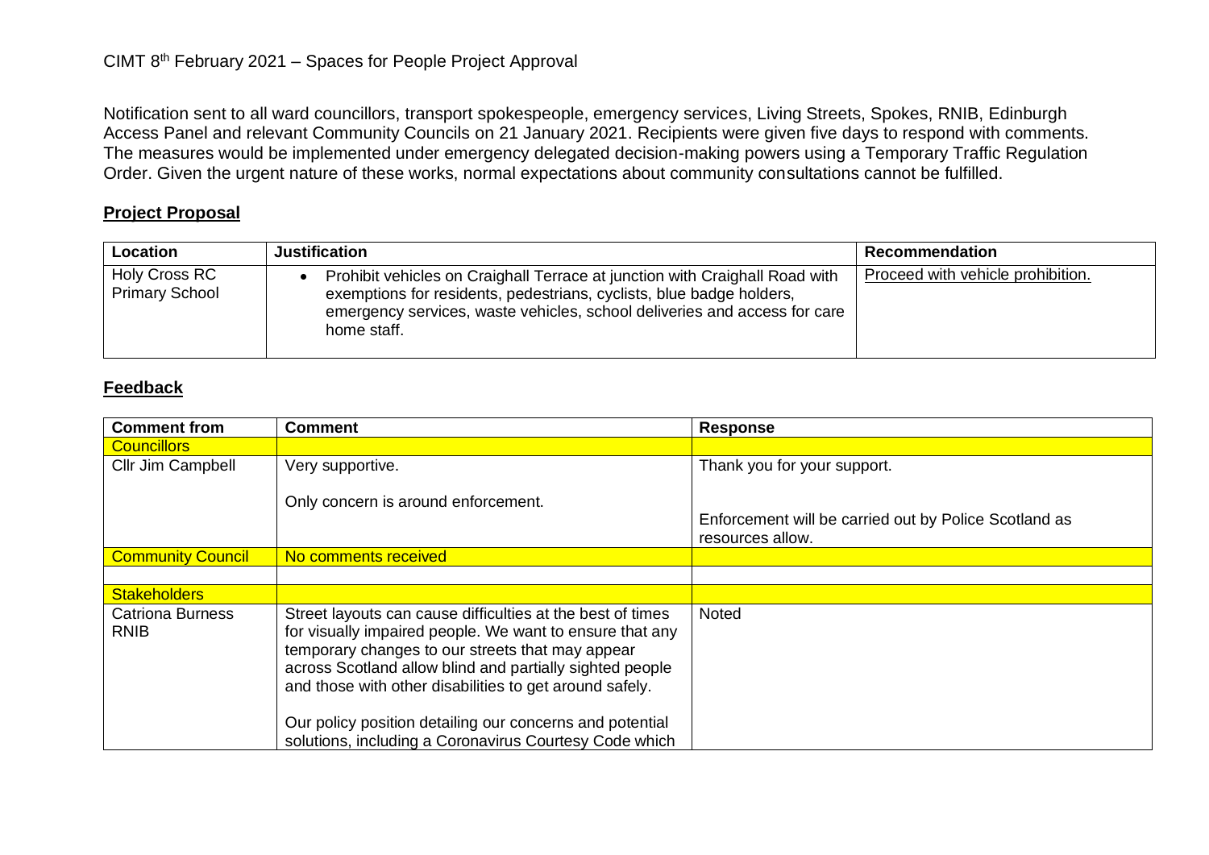CIMT 8th February 2021 – Spaces for People Project Approval

Notification sent to all ward councillors, transport spokespeople, emergency services, Living Streets, Spokes, RNIB, Edinburgh Access Panel and relevant Community Councils on 21 January 2021. Recipients were given five days to respond with comments. The measures would be implemented under emergency delegated decision-making powers using a Temporary Traffic Regulation Order. Given the urgent nature of these works, normal expectations about community consultations cannot be fulfilled.

## **Project Proposal**

| **Location** | **Justification** | **Recommendation** |
|---|---|---|
| Holy Cross RC Primary School | • Prohibit vehicles on Craighall Terrace at junction with Craighall Road with exemptions for residents, pedestrians, cyclists, blue badge holders, emergency services, waste vehicles, school deliveries and access for care home staff. | Proceed with vehicle prohibition. |

## **Feedback**

| **Comment from** | **Comment** | **Response** |
|---|---|---|
| Councillors | | |
| Cllr Jim Campbell | Very supportive.<br><br>Only concern is around enforcement. | Thank you for your support.<br><br>Enforcement will be carried out by Police Scotland as resources allow. |
| Community Council | No comments received | |
| | | |
| Stakeholders | | |
| Catriona Burness RNIB | Street layouts can cause difficulties at the best of times for visually impaired people. We want to ensure that any temporary changes to our streets that may appear across Scotland allow blind and partially sighted people and those with other disabilities to get around safely.<br><br>Our policy position detailing our concerns and potential solutions, including a Coronavirus Courtesy Code which | Noted |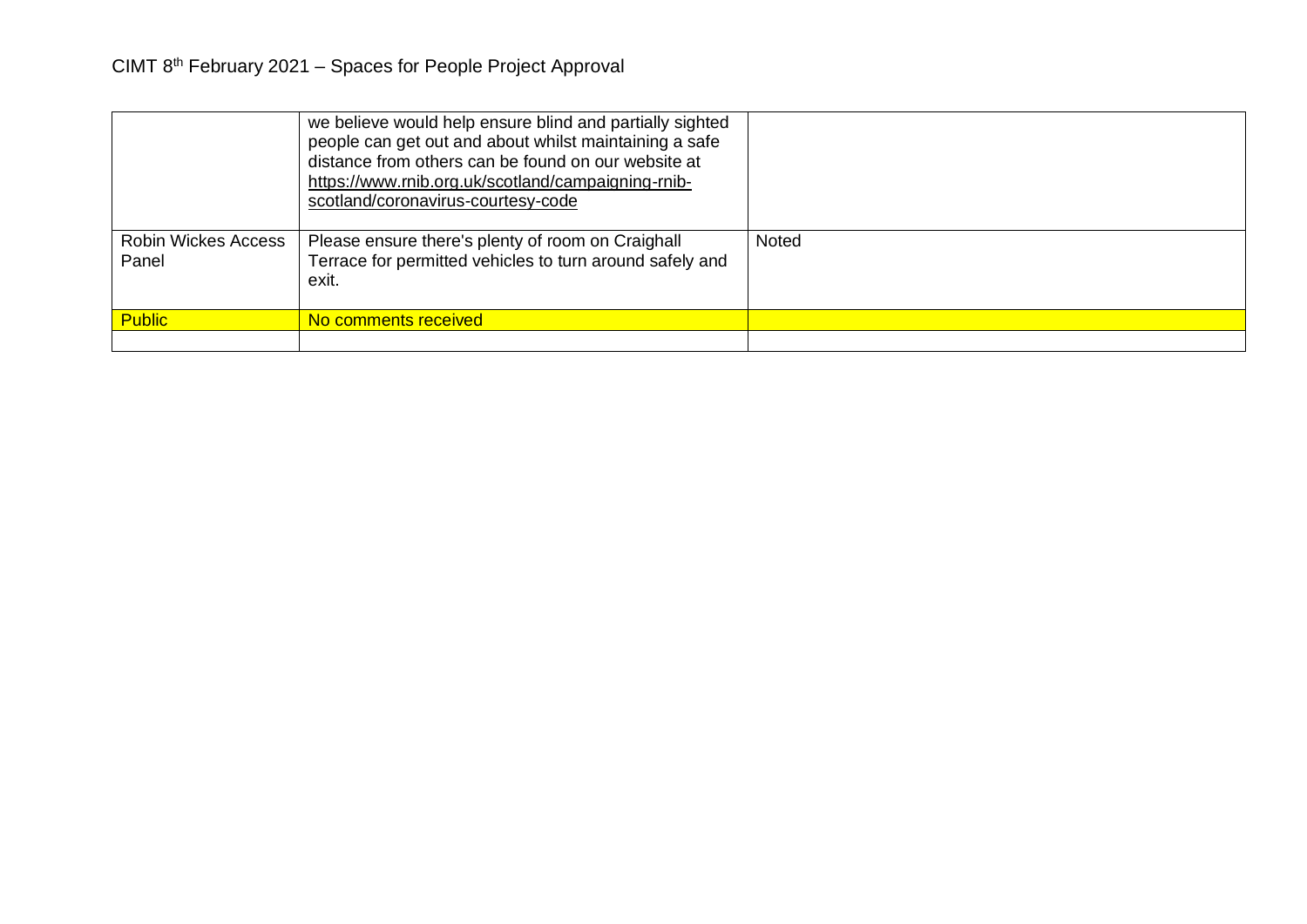| | | |
|---|---|---|
| | we believe would help ensure blind and partially sighted people can get out and about whilst maintaining a safe distance from others can be found on our website at https://www.rnib.org.uk/scotland/campaigning-rnib-scotland/coronavirus-courtesy-code | |
| Robin Wickes Access Panel | Please ensure there's plenty of room on Craighall Terrace for permitted vehicles to turn around safely and exit. | Noted |
| Public | No comments received | |
| | | |